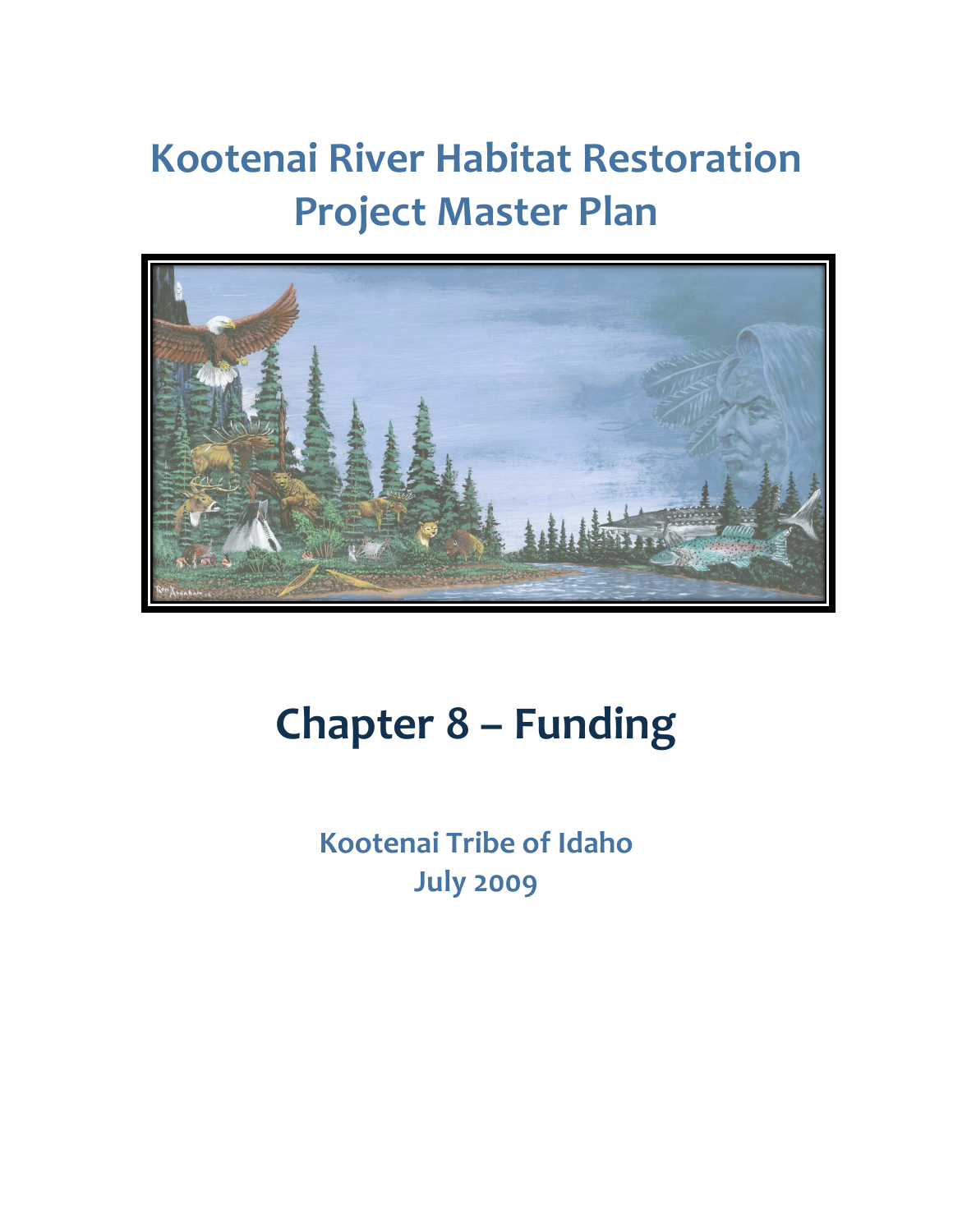# Kootenai River Habitat Restoration Project Master Plan

# Chapter 8 – Funding

**Kootenai Tribe of Idaho**
**July 2009**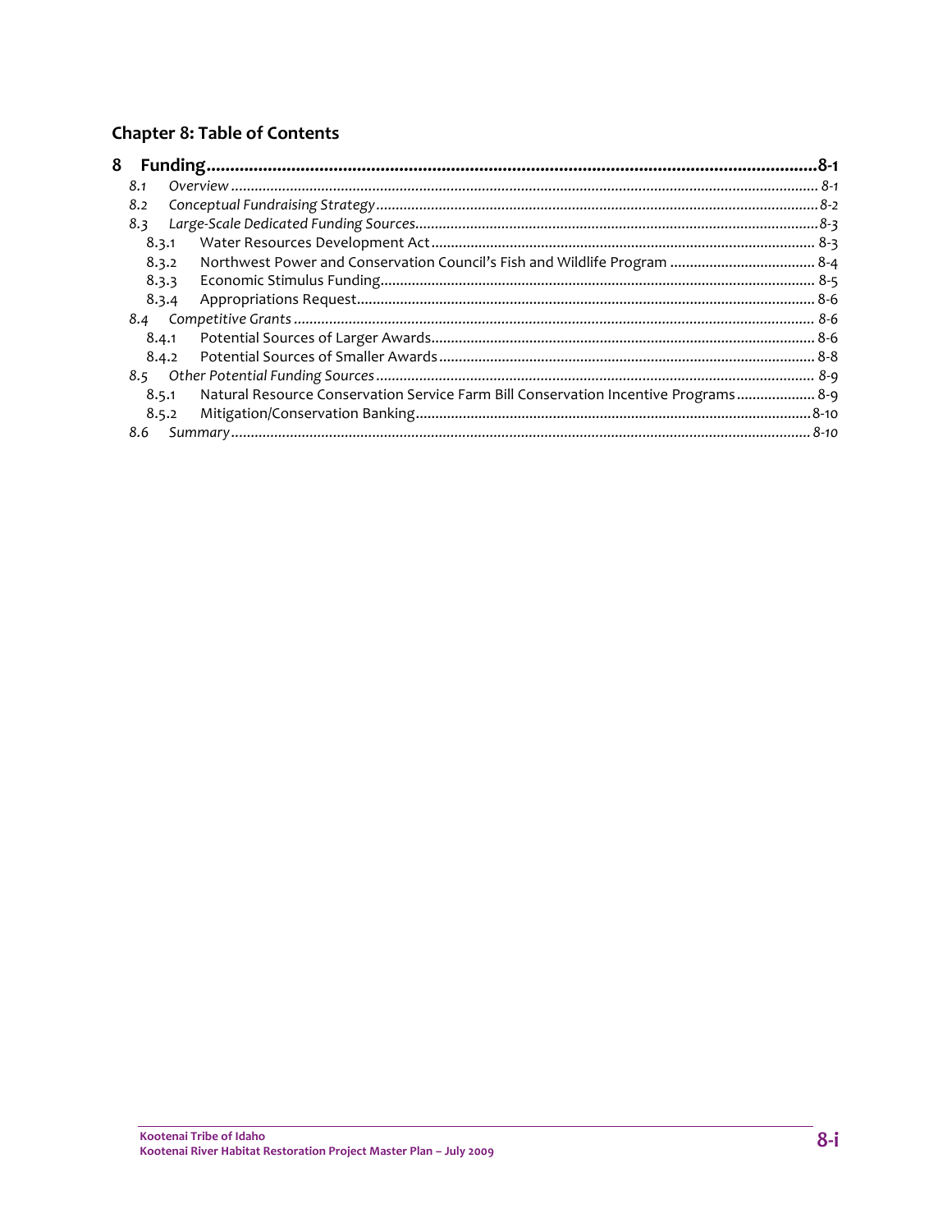## Chapter 8: Table of Contents

**8 Funding....................................................................................................................8-1**

*8.1 Overview ..................................................................................................................... 8-1*

*8.2 Conceptual Fundraising Strategy ............................................................................... 8-2*

*8.3 Large-Scale Dedicated Funding Sources..................................................................... 8-3*

8.3.1 Water Resources Development Act ................................................................ 8-3

8.3.2 Northwest Power and Conservation Council's Fish and Wildlife Program ..................... 8-4

8.3.3 Economic Stimulus Funding............................................................................ 8-5

8.3.4 Appropriations Request................................................................................... 8-6

*8.4 Competitive Grants ..................................................................................................... 8-6*

8.4.1 Potential Sources of Larger Awards................................................................ 8-6

8.4.2 Potential Sources of Smaller Awards .............................................................. 8-8

*8.5 Other Potential Funding Sources ................................................................................ 8-9*

8.5.1 Natural Resource Conservation Service Farm Bill Conservation Incentive Programs.................... 8-9

8.5.2 Mitigation/Conservation Banking................................................................... 8-10

*8.6 Summary .................................................................................................................... 8-10*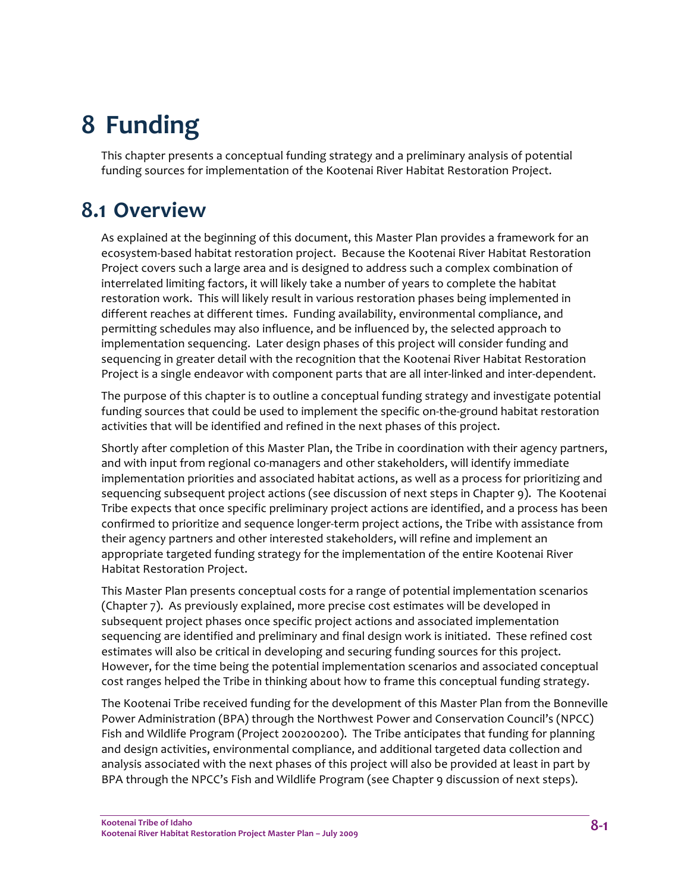# 8 Funding

This chapter presents a conceptual funding strategy and a preliminary analysis of potential funding sources for implementation of the Kootenai River Habitat Restoration Project.

## 8.1 Overview

As explained at the beginning of this document, this Master Plan provides a framework for an ecosystem-based habitat restoration project. Because the Kootenai River Habitat Restoration Project covers such a large area and is designed to address such a complex combination of interrelated limiting factors, it will likely take a number of years to complete the habitat restoration work. This will likely result in various restoration phases being implemented in different reaches at different times. Funding availability, environmental compliance, and permitting schedules may also influence, and be influenced by, the selected approach to implementation sequencing. Later design phases of this project will consider funding and sequencing in greater detail with the recognition that the Kootenai River Habitat Restoration Project is a single endeavor with component parts that are all inter-linked and inter-dependent.

The purpose of this chapter is to outline a conceptual funding strategy and investigate potential funding sources that could be used to implement the specific on-the-ground habitat restoration activities that will be identified and refined in the next phases of this project.

Shortly after completion of this Master Plan, the Tribe in coordination with their agency partners, and with input from regional co-managers and other stakeholders, will identify immediate implementation priorities and associated habitat actions, as well as a process for prioritizing and sequencing subsequent project actions (see discussion of next steps in Chapter 9). The Kootenai Tribe expects that once specific preliminary project actions are identified, and a process has been confirmed to prioritize and sequence longer-term project actions, the Tribe with assistance from their agency partners and other interested stakeholders, will refine and implement an appropriate targeted funding strategy for the implementation of the entire Kootenai River Habitat Restoration Project.

This Master Plan presents conceptual costs for a range of potential implementation scenarios (Chapter 7). As previously explained, more precise cost estimates will be developed in subsequent project phases once specific project actions and associated implementation sequencing are identified and preliminary and final design work is initiated. These refined cost estimates will also be critical in developing and securing funding sources for this project. However, for the time being the potential implementation scenarios and associated conceptual cost ranges helped the Tribe in thinking about how to frame this conceptual funding strategy.

The Kootenai Tribe received funding for the development of this Master Plan from the Bonneville Power Administration (BPA) through the Northwest Power and Conservation Council's (NPCC) Fish and Wildlife Program (Project 200200200). The Tribe anticipates that funding for planning and design activities, environmental compliance, and additional targeted data collection and analysis associated with the next phases of this project will also be provided at least in part by BPA through the NPCC's Fish and Wildlife Program (see Chapter 9 discussion of next steps).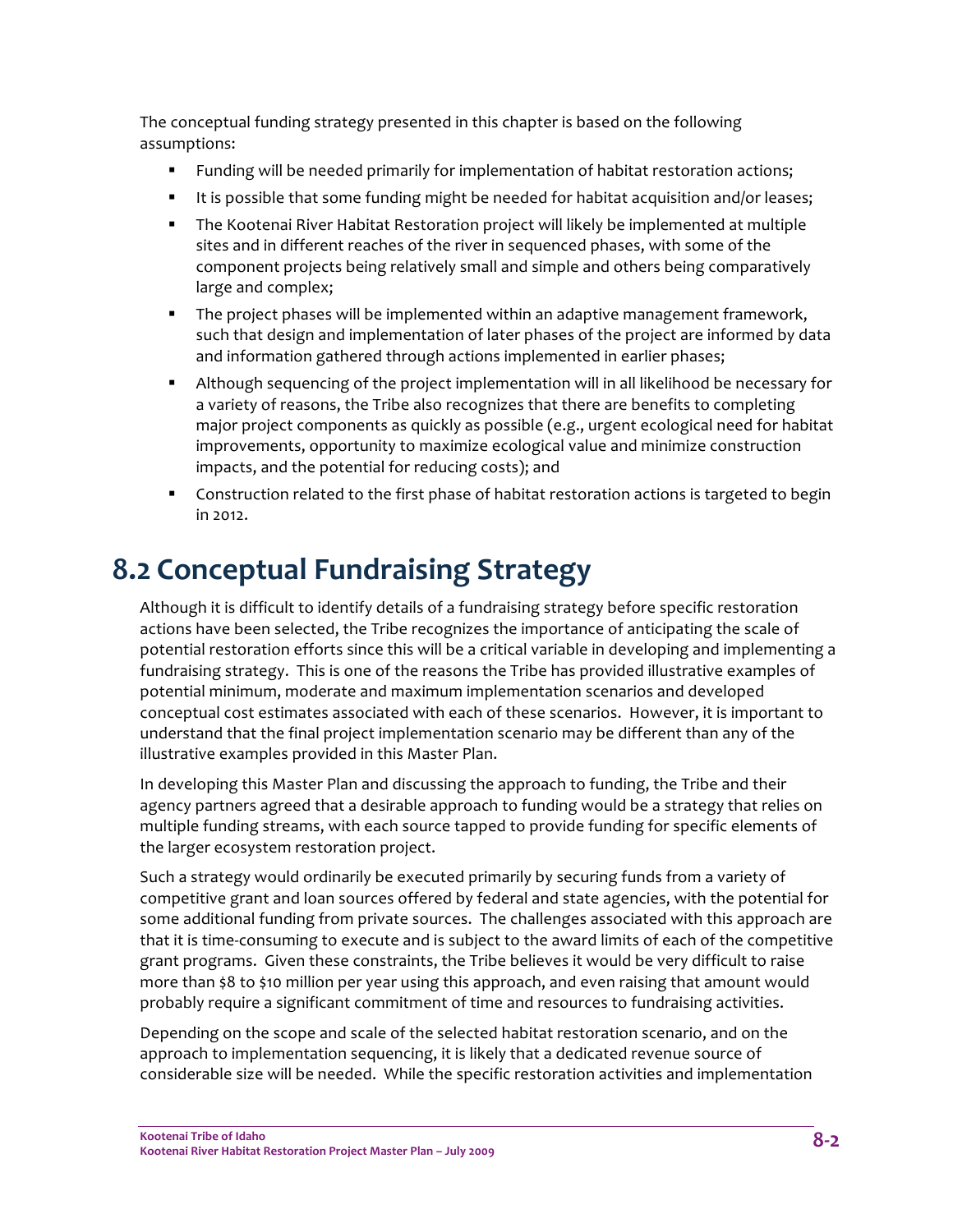The conceptual funding strategy presented in this chapter is based on the following assumptions:

- Funding will be needed primarily for implementation of habitat restoration actions;
- It is possible that some funding might be needed for habitat acquisition and/or leases;
- The Kootenai River Habitat Restoration project will likely be implemented at multiple sites and in different reaches of the river in sequenced phases, with some of the component projects being relatively small and simple and others being comparatively large and complex;
- The project phases will be implemented within an adaptive management framework, such that design and implementation of later phases of the project are informed by data and information gathered through actions implemented in earlier phases;
- Although sequencing of the project implementation will in all likelihood be necessary for a variety of reasons, the Tribe also recognizes that there are benefits to completing major project components as quickly as possible (e.g., urgent ecological need for habitat improvements, opportunity to maximize ecological value and minimize construction impacts, and the potential for reducing costs); and
- Construction related to the first phase of habitat restoration actions is targeted to begin in 2012.

## 8.2 Conceptual Fundraising Strategy

Although it is difficult to identify details of a fundraising strategy before specific restoration actions have been selected, the Tribe recognizes the importance of anticipating the scale of potential restoration efforts since this will be a critical variable in developing and implementing a fundraising strategy. This is one of the reasons the Tribe has provided illustrative examples of potential minimum, moderate and maximum implementation scenarios and developed conceptual cost estimates associated with each of these scenarios. However, it is important to understand that the final project implementation scenario may be different than any of the illustrative examples provided in this Master Plan.

In developing this Master Plan and discussing the approach to funding, the Tribe and their agency partners agreed that a desirable approach to funding would be a strategy that relies on multiple funding streams, with each source tapped to provide funding for specific elements of the larger ecosystem restoration project.

Such a strategy would ordinarily be executed primarily by securing funds from a variety of competitive grant and loan sources offered by federal and state agencies, with the potential for some additional funding from private sources. The challenges associated with this approach are that it is time-consuming to execute and is subject to the award limits of each of the competitive grant programs. Given these constraints, the Tribe believes it would be very difficult to raise more than $8 to $10 million per year using this approach, and even raising that amount would probably require a significant commitment of time and resources to fundraising activities.

Depending on the scope and scale of the selected habitat restoration scenario, and on the approach to implementation sequencing, it is likely that a dedicated revenue source of considerable size will be needed. While the specific restoration activities and implementation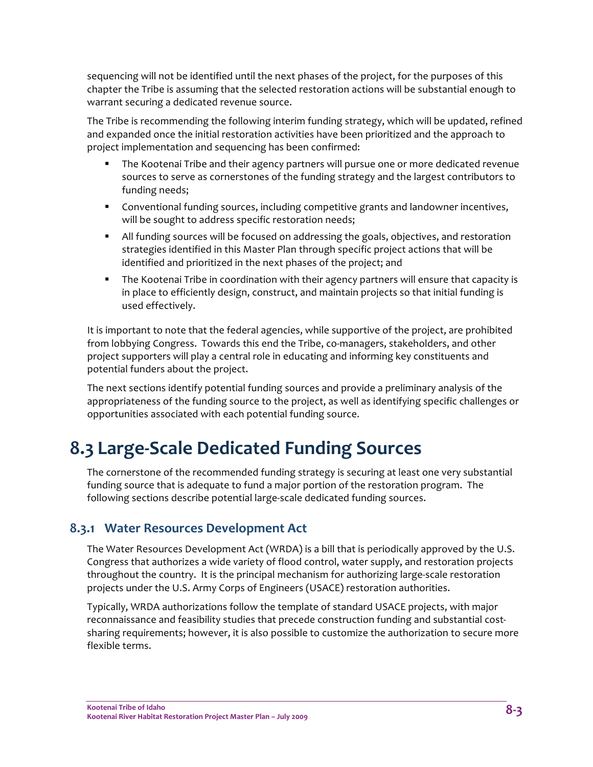sequencing will not be identified until the next phases of the project, for the purposes of this chapter the Tribe is assuming that the selected restoration actions will be substantial enough to warrant securing a dedicated revenue source.

The Tribe is recommending the following interim funding strategy, which will be updated, refined and expanded once the initial restoration activities have been prioritized and the approach to project implementation and sequencing has been confirmed:

- The Kootenai Tribe and their agency partners will pursue one or more dedicated revenue sources to serve as cornerstones of the funding strategy and the largest contributors to funding needs;
- Conventional funding sources, including competitive grants and landowner incentives, will be sought to address specific restoration needs;
- All funding sources will be focused on addressing the goals, objectives, and restoration strategies identified in this Master Plan through specific project actions that will be identified and prioritized in the next phases of the project; and
- The Kootenai Tribe in coordination with their agency partners will ensure that capacity is in place to efficiently design, construct, and maintain projects so that initial funding is used effectively.

It is important to note that the federal agencies, while supportive of the project, are prohibited from lobbying Congress. Towards this end the Tribe, co-managers, stakeholders, and other project supporters will play a central role in educating and informing key constituents and potential funders about the project.

The next sections identify potential funding sources and provide a preliminary analysis of the appropriateness of the funding source to the project, as well as identifying specific challenges or opportunities associated with each potential funding source.

# 8.3 Large-Scale Dedicated Funding Sources

The cornerstone of the recommended funding strategy is securing at least one very substantial funding source that is adequate to fund a major portion of the restoration program. The following sections describe potential large-scale dedicated funding sources.

## 8.3.1 Water Resources Development Act

The Water Resources Development Act (WRDA) is a bill that is periodically approved by the U.S. Congress that authorizes a wide variety of flood control, water supply, and restoration projects throughout the country. It is the principal mechanism for authorizing large-scale restoration projects under the U.S. Army Corps of Engineers (USACE) restoration authorities.

Typically, WRDA authorizations follow the template of standard USACE projects, with major reconnaissance and feasibility studies that precede construction funding and substantial cost-sharing requirements; however, it is also possible to customize the authorization to secure more flexible terms.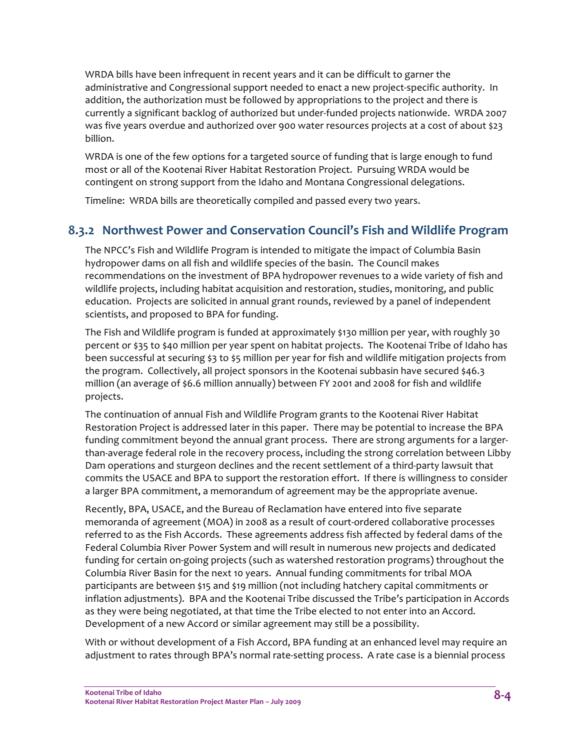WRDA bills have been infrequent in recent years and it can be difficult to garner the administrative and Congressional support needed to enact a new project-specific authority. In addition, the authorization must be followed by appropriations to the project and there is currently a significant backlog of authorized but under-funded projects nationwide. WRDA 2007 was five years overdue and authorized over 900 water resources projects at a cost of about \$23 billion.

WRDA is one of the few options for a targeted source of funding that is large enough to fund most or all of the Kootenai River Habitat Restoration Project. Pursuing WRDA would be contingent on strong support from the Idaho and Montana Congressional delegations.

Timeline: WRDA bills are theoretically compiled and passed every two years.

### 8.3.2 Northwest Power and Conservation Council's Fish and Wildlife Program

The NPCC's Fish and Wildlife Program is intended to mitigate the impact of Columbia Basin hydropower dams on all fish and wildlife species of the basin. The Council makes recommendations on the investment of BPA hydropower revenues to a wide variety of fish and wildlife projects, including habitat acquisition and restoration, studies, monitoring, and public education. Projects are solicited in annual grant rounds, reviewed by a panel of independent scientists, and proposed to BPA for funding.

The Fish and Wildlife program is funded at approximately \$130 million per year, with roughly 30 percent or \$35 to \$40 million per year spent on habitat projects. The Kootenai Tribe of Idaho has been successful at securing \$3 to \$5 million per year for fish and wildlife mitigation projects from the program. Collectively, all project sponsors in the Kootenai subbasin have secured \$46.3 million (an average of \$6.6 million annually) between FY 2001 and 2008 for fish and wildlife projects.

The continuation of annual Fish and Wildlife Program grants to the Kootenai River Habitat Restoration Project is addressed later in this paper. There may be potential to increase the BPA funding commitment beyond the annual grant process. There are strong arguments for a larger-than-average federal role in the recovery process, including the strong correlation between Libby Dam operations and sturgeon declines and the recent settlement of a third-party lawsuit that commits the USACE and BPA to support the restoration effort. If there is willingness to consider a larger BPA commitment, a memorandum of agreement may be the appropriate avenue.

Recently, BPA, USACE, and the Bureau of Reclamation have entered into five separate memoranda of agreement (MOA) in 2008 as a result of court-ordered collaborative processes referred to as the Fish Accords. These agreements address fish affected by federal dams of the Federal Columbia River Power System and will result in numerous new projects and dedicated funding for certain on-going projects (such as watershed restoration programs) throughout the Columbia River Basin for the next 10 years. Annual funding commitments for tribal MOA participants are between \$15 and \$19 million (not including hatchery capital commitments or inflation adjustments). BPA and the Kootenai Tribe discussed the Tribe's participation in Accords as they were being negotiated, at that time the Tribe elected to not enter into an Accord. Development of a new Accord or similar agreement may still be a possibility.

With or without development of a Fish Accord, BPA funding at an enhanced level may require an adjustment to rates through BPA's normal rate-setting process. A rate case is a biennial process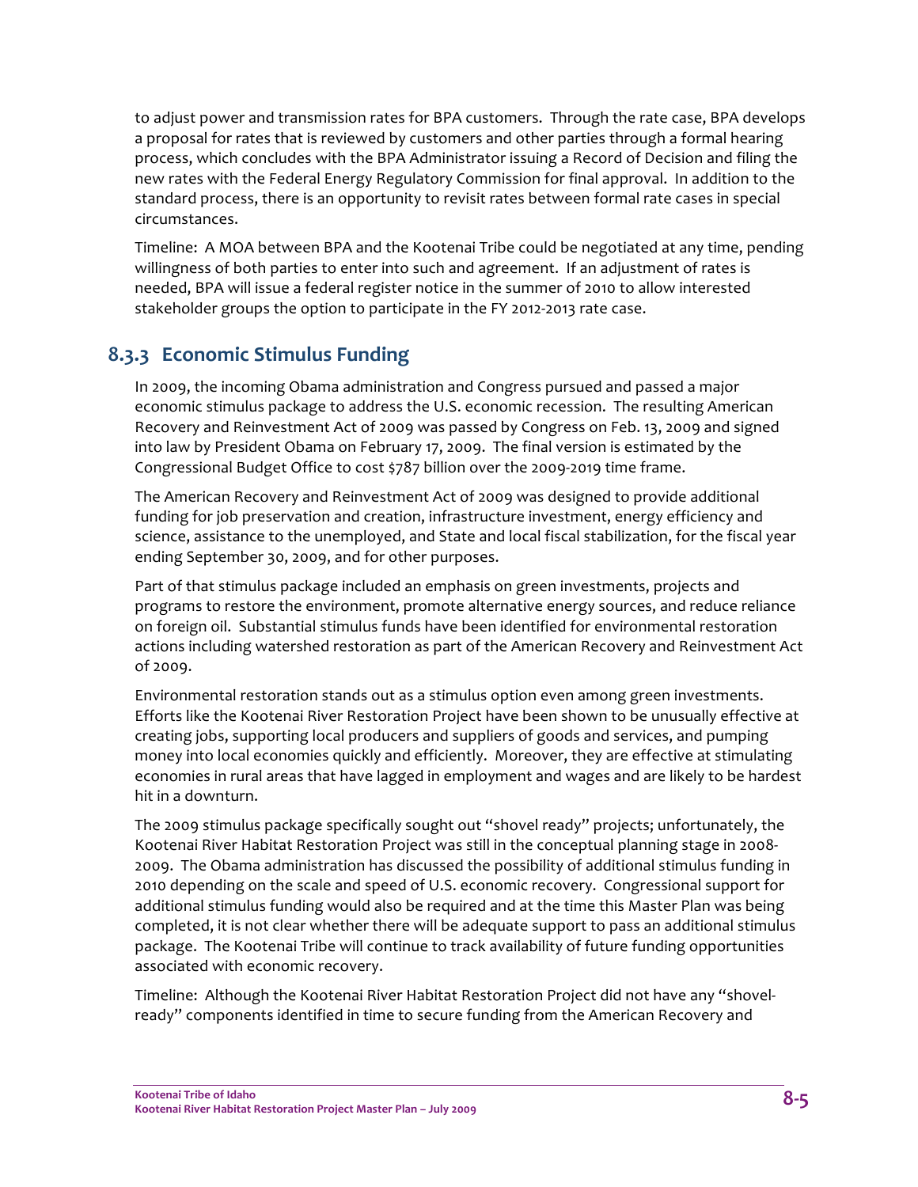to adjust power and transmission rates for BPA customers. Through the rate case, BPA develops a proposal for rates that is reviewed by customers and other parties through a formal hearing process, which concludes with the BPA Administrator issuing a Record of Decision and filing the new rates with the Federal Energy Regulatory Commission for final approval. In addition to the standard process, there is an opportunity to revisit rates between formal rate cases in special circumstances.

Timeline: A MOA between BPA and the Kootenai Tribe could be negotiated at any time, pending willingness of both parties to enter into such and agreement. If an adjustment of rates is needed, BPA will issue a federal register notice in the summer of 2010 to allow interested stakeholder groups the option to participate in the FY 2012-2013 rate case.

### 8.3.3 Economic Stimulus Funding

In 2009, the incoming Obama administration and Congress pursued and passed a major economic stimulus package to address the U.S. economic recession. The resulting American Recovery and Reinvestment Act of 2009 was passed by Congress on Feb. 13, 2009 and signed into law by President Obama on February 17, 2009. The final version is estimated by the Congressional Budget Office to cost $787 billion over the 2009-2019 time frame.

The American Recovery and Reinvestment Act of 2009 was designed to provide additional funding for job preservation and creation, infrastructure investment, energy efficiency and science, assistance to the unemployed, and State and local fiscal stabilization, for the fiscal year ending September 30, 2009, and for other purposes.

Part of that stimulus package included an emphasis on green investments, projects and programs to restore the environment, promote alternative energy sources, and reduce reliance on foreign oil. Substantial stimulus funds have been identified for environmental restoration actions including watershed restoration as part of the American Recovery and Reinvestment Act of 2009.

Environmental restoration stands out as a stimulus option even among green investments. Efforts like the Kootenai River Restoration Project have been shown to be unusually effective at creating jobs, supporting local producers and suppliers of goods and services, and pumping money into local economies quickly and efficiently. Moreover, they are effective at stimulating economies in rural areas that have lagged in employment and wages and are likely to be hardest hit in a downturn.

The 2009 stimulus package specifically sought out "shovel ready" projects; unfortunately, the Kootenai River Habitat Restoration Project was still in the conceptual planning stage in 2008-2009. The Obama administration has discussed the possibility of additional stimulus funding in 2010 depending on the scale and speed of U.S. economic recovery. Congressional support for additional stimulus funding would also be required and at the time this Master Plan was being completed, it is not clear whether there will be adequate support to pass an additional stimulus package. The Kootenai Tribe will continue to track availability of future funding opportunities associated with economic recovery.

Timeline: Although the Kootenai River Habitat Restoration Project did not have any "shovel-ready" components identified in time to secure funding from the American Recovery and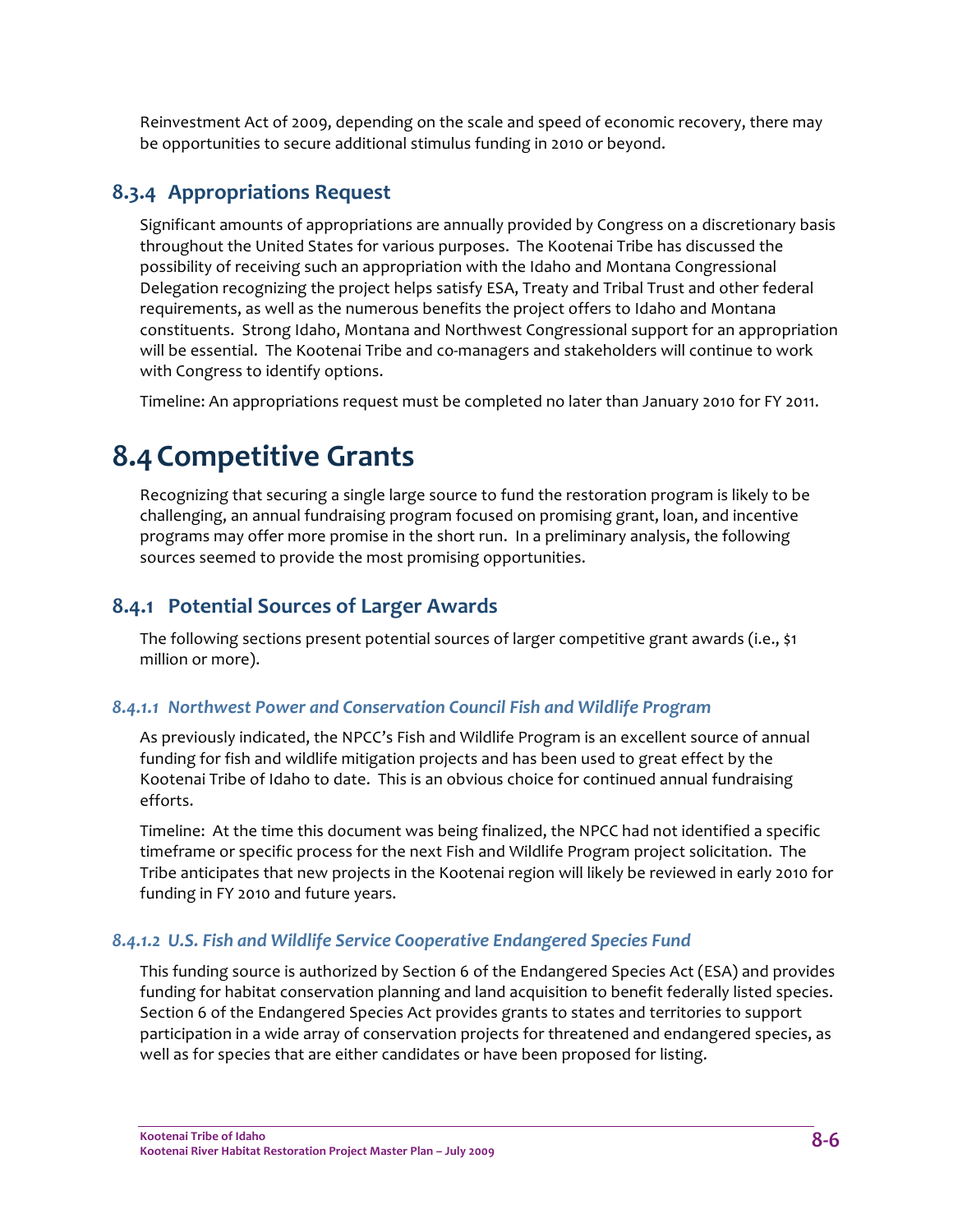Reinvestment Act of 2009, depending on the scale and speed of economic recovery, there may be opportunities to secure additional stimulus funding in 2010 or beyond.

### 8.3.4 Appropriations Request

Significant amounts of appropriations are annually provided by Congress on a discretionary basis throughout the United States for various purposes. The Kootenai Tribe has discussed the possibility of receiving such an appropriation with the Idaho and Montana Congressional Delegation recognizing the project helps satisfy ESA, Treaty and Tribal Trust and other federal requirements, as well as the numerous benefits the project offers to Idaho and Montana constituents. Strong Idaho, Montana and Northwest Congressional support for an appropriation will be essential. The Kootenai Tribe and co-managers and stakeholders will continue to work with Congress to identify options.

Timeline: An appropriations request must be completed no later than January 2010 for FY 2011.

## 8.4 Competitive Grants

Recognizing that securing a single large source to fund the restoration program is likely to be challenging, an annual fundraising program focused on promising grant, loan, and incentive programs may offer more promise in the short run. In a preliminary analysis, the following sources seemed to provide the most promising opportunities.

### 8.4.1 Potential Sources of Larger Awards

The following sections present potential sources of larger competitive grant awards (i.e., $1 million or more).

#### *8.4.1.1 Northwest Power and Conservation Council Fish and Wildlife Program*

As previously indicated, the NPCC's Fish and Wildlife Program is an excellent source of annual funding for fish and wildlife mitigation projects and has been used to great effect by the Kootenai Tribe of Idaho to date. This is an obvious choice for continued annual fundraising efforts.

Timeline: At the time this document was being finalized, the NPCC had not identified a specific timeframe or specific process for the next Fish and Wildlife Program project solicitation. The Tribe anticipates that new projects in the Kootenai region will likely be reviewed in early 2010 for funding in FY 2010 and future years.

#### *8.4.1.2 U.S. Fish and Wildlife Service Cooperative Endangered Species Fund*

This funding source is authorized by Section 6 of the Endangered Species Act (ESA) and provides funding for habitat conservation planning and land acquisition to benefit federally listed species. Section 6 of the Endangered Species Act provides grants to states and territories to support participation in a wide array of conservation projects for threatened and endangered species, as well as for species that are either candidates or have been proposed for listing.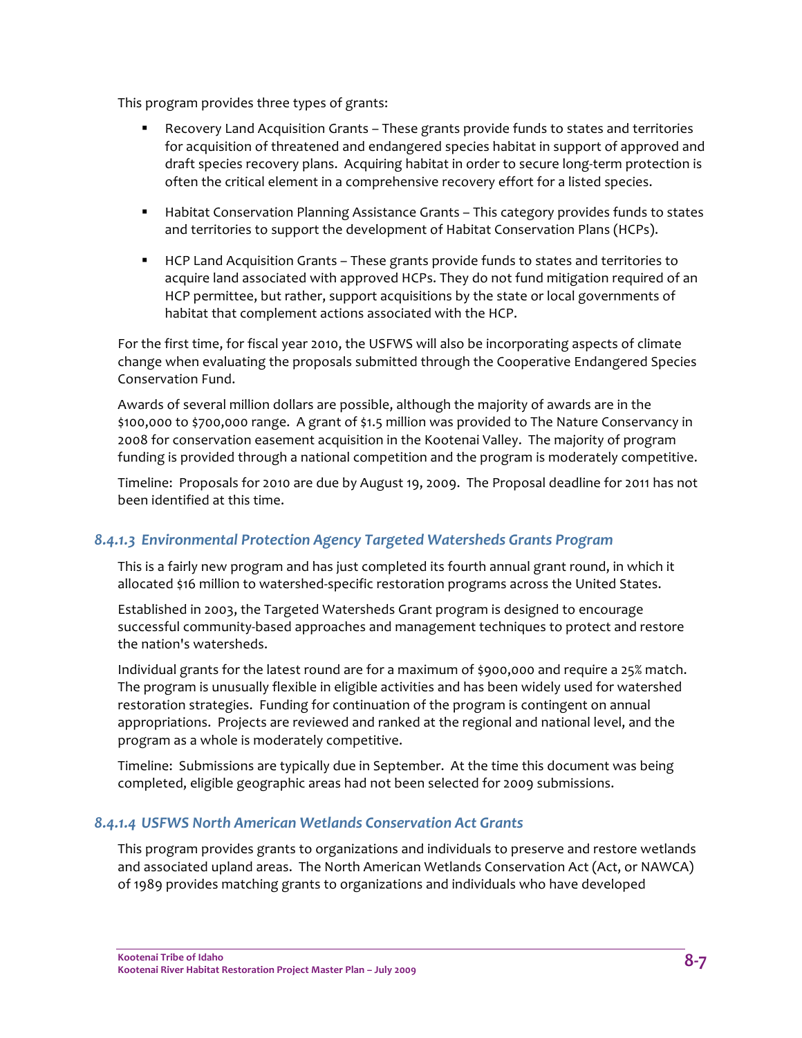This program provides three types of grants:

- Recovery Land Acquisition Grants – These grants provide funds to states and territories for acquisition of threatened and endangered species habitat in support of approved and draft species recovery plans. Acquiring habitat in order to secure long-term protection is often the critical element in a comprehensive recovery effort for a listed species.
- Habitat Conservation Planning Assistance Grants – This category provides funds to states and territories to support the development of Habitat Conservation Plans (HCPs).
- HCP Land Acquisition Grants – These grants provide funds to states and territories to acquire land associated with approved HCPs. They do not fund mitigation required of an HCP permittee, but rather, support acquisitions by the state or local governments of habitat that complement actions associated with the HCP.

For the first time, for fiscal year 2010, the USFWS will also be incorporating aspects of climate change when evaluating the proposals submitted through the Cooperative Endangered Species Conservation Fund.

Awards of several million dollars are possible, although the majority of awards are in the $100,000 to $700,000 range. A grant of $1.5 million was provided to The Nature Conservancy in 2008 for conservation easement acquisition in the Kootenai Valley. The majority of program funding is provided through a national competition and the program is moderately competitive.

Timeline: Proposals for 2010 are due by August 19, 2009. The Proposal deadline for 2011 has not been identified at this time.

### *8.4.1.3 Environmental Protection Agency Targeted Watersheds Grants Program*

This is a fairly new program and has just completed its fourth annual grant round, in which it allocated $16 million to watershed-specific restoration programs across the United States.

Established in 2003, the Targeted Watersheds Grant program is designed to encourage successful community-based approaches and management techniques to protect and restore the nation's watersheds.

Individual grants for the latest round are for a maximum of $900,000 and require a 25% match. The program is unusually flexible in eligible activities and has been widely used for watershed restoration strategies. Funding for continuation of the program is contingent on annual appropriations. Projects are reviewed and ranked at the regional and national level, and the program as a whole is moderately competitive.

Timeline: Submissions are typically due in September. At the time this document was being completed, eligible geographic areas had not been selected for 2009 submissions.

### *8.4.1.4 USFWS North American Wetlands Conservation Act Grants*

This program provides grants to organizations and individuals to preserve and restore wetlands and associated upland areas. The North American Wetlands Conservation Act (Act, or NAWCA) of 1989 provides matching grants to organizations and individuals who have developed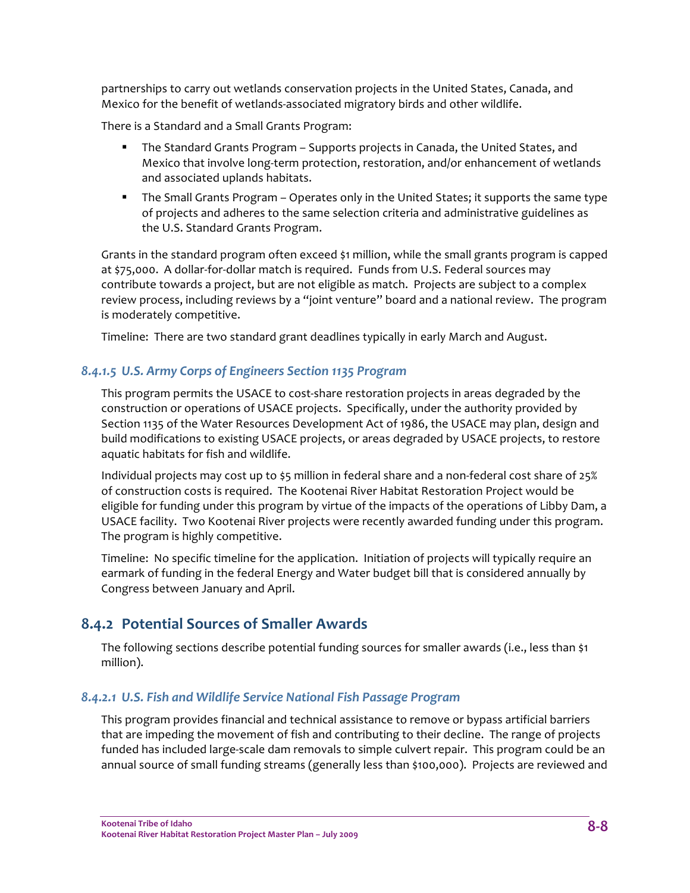partnerships to carry out wetlands conservation projects in the United States, Canada, and Mexico for the benefit of wetlands-associated migratory birds and other wildlife.

There is a Standard and a Small Grants Program:

- The Standard Grants Program – Supports projects in Canada, the United States, and Mexico that involve long-term protection, restoration, and/or enhancement of wetlands and associated uplands habitats.
- The Small Grants Program – Operates only in the United States; it supports the same type of projects and adheres to the same selection criteria and administrative guidelines as the U.S. Standard Grants Program.

Grants in the standard program often exceed $1 million, while the small grants program is capped at $75,000. A dollar-for-dollar match is required. Funds from U.S. Federal sources may contribute towards a project, but are not eligible as match. Projects are subject to a complex review process, including reviews by a "joint venture" board and a national review. The program is moderately competitive.

Timeline: There are two standard grant deadlines typically in early March and August.

#### *8.4.1.5 U.S. Army Corps of Engineers Section 1135 Program*

This program permits the USACE to cost-share restoration projects in areas degraded by the construction or operations of USACE projects. Specifically, under the authority provided by Section 1135 of the Water Resources Development Act of 1986, the USACE may plan, design and build modifications to existing USACE projects, or areas degraded by USACE projects, to restore aquatic habitats for fish and wildlife.

Individual projects may cost up to $5 million in federal share and a non-federal cost share of 25% of construction costs is required. The Kootenai River Habitat Restoration Project would be eligible for funding under this program by virtue of the impacts of the operations of Libby Dam, a USACE facility. Two Kootenai River projects were recently awarded funding under this program. The program is highly competitive.

Timeline: No specific timeline for the application. Initiation of projects will typically require an earmark of funding in the federal Energy and Water budget bill that is considered annually by Congress between January and April.

### 8.4.2 Potential Sources of Smaller Awards

The following sections describe potential funding sources for smaller awards (i.e., less than $1 million).

#### *8.4.2.1 U.S. Fish and Wildlife Service National Fish Passage Program*

This program provides financial and technical assistance to remove or bypass artificial barriers that are impeding the movement of fish and contributing to their decline. The range of projects funded has included large-scale dam removals to simple culvert repair. This program could be an annual source of small funding streams (generally less than $100,000). Projects are reviewed and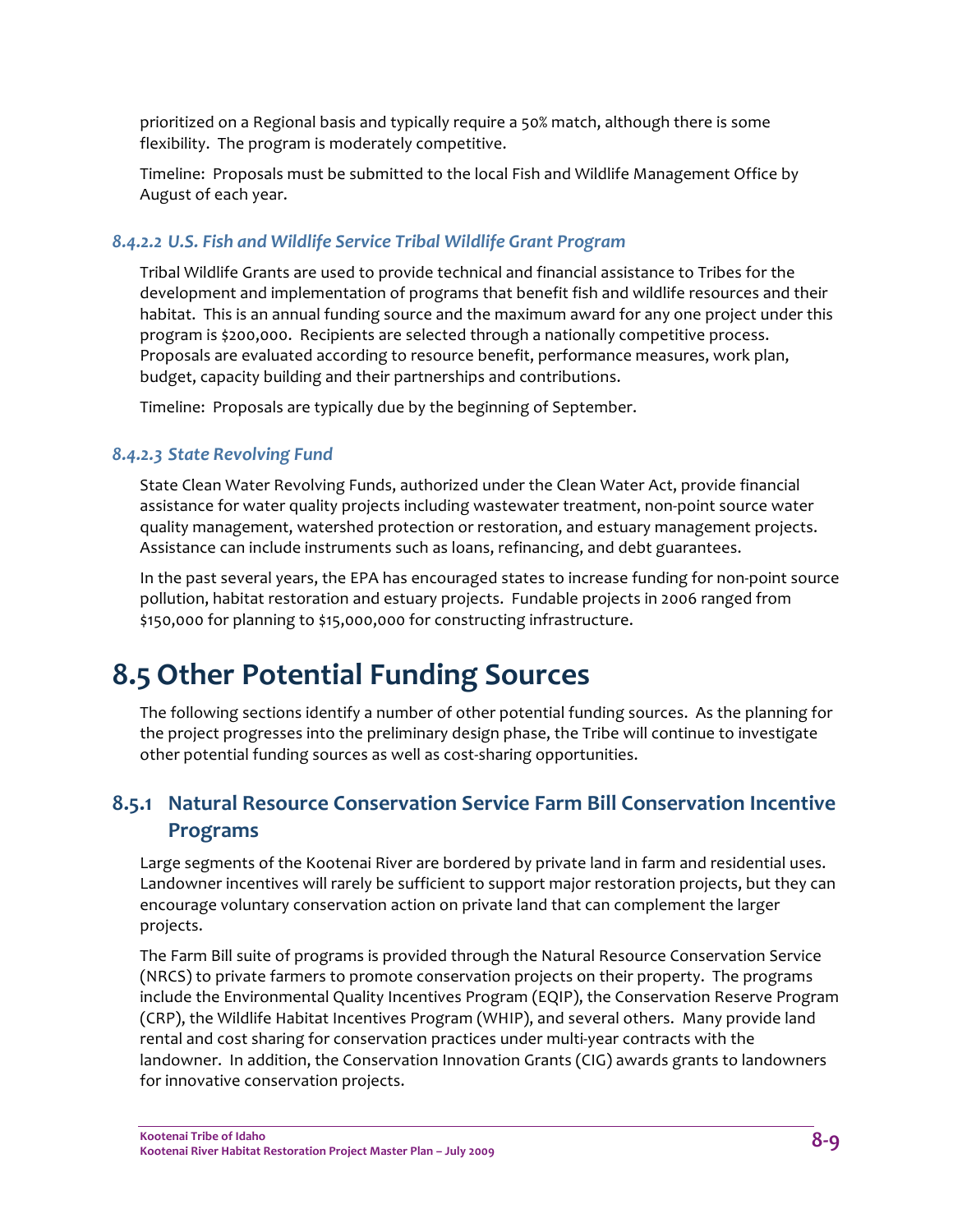prioritized on a Regional basis and typically require a 50% match, although there is some flexibility. The program is moderately competitive.

Timeline: Proposals must be submitted to the local Fish and Wildlife Management Office by August of each year.

#### *8.4.2.2 U.S. Fish and Wildlife Service Tribal Wildlife Grant Program*

Tribal Wildlife Grants are used to provide technical and financial assistance to Tribes for the development and implementation of programs that benefit fish and wildlife resources and their habitat. This is an annual funding source and the maximum award for any one project under this program is $200,000. Recipients are selected through a nationally competitive process. Proposals are evaluated according to resource benefit, performance measures, work plan, budget, capacity building and their partnerships and contributions.

Timeline: Proposals are typically due by the beginning of September.

#### *8.4.2.3 State Revolving Fund*

State Clean Water Revolving Funds, authorized under the Clean Water Act, provide financial assistance for water quality projects including wastewater treatment, non-point source water quality management, watershed protection or restoration, and estuary management projects. Assistance can include instruments such as loans, refinancing, and debt guarantees.

In the past several years, the EPA has encouraged states to increase funding for non-point source pollution, habitat restoration and estuary projects. Fundable projects in 2006 ranged from $150,000 for planning to $15,000,000 for constructing infrastructure.

# 8.5 Other Potential Funding Sources

The following sections identify a number of other potential funding sources. As the planning for the project progresses into the preliminary design phase, the Tribe will continue to investigate other potential funding sources as well as cost-sharing opportunities.

## 8.5.1 Natural Resource Conservation Service Farm Bill Conservation Incentive Programs

Large segments of the Kootenai River are bordered by private land in farm and residential uses. Landowner incentives will rarely be sufficient to support major restoration projects, but they can encourage voluntary conservation action on private land that can complement the larger projects.

The Farm Bill suite of programs is provided through the Natural Resource Conservation Service (NRCS) to private farmers to promote conservation projects on their property. The programs include the Environmental Quality Incentives Program (EQIP), the Conservation Reserve Program (CRP), the Wildlife Habitat Incentives Program (WHIP), and several others. Many provide land rental and cost sharing for conservation practices under multi-year contracts with the landowner. In addition, the Conservation Innovation Grants (CIG) awards grants to landowners for innovative conservation projects.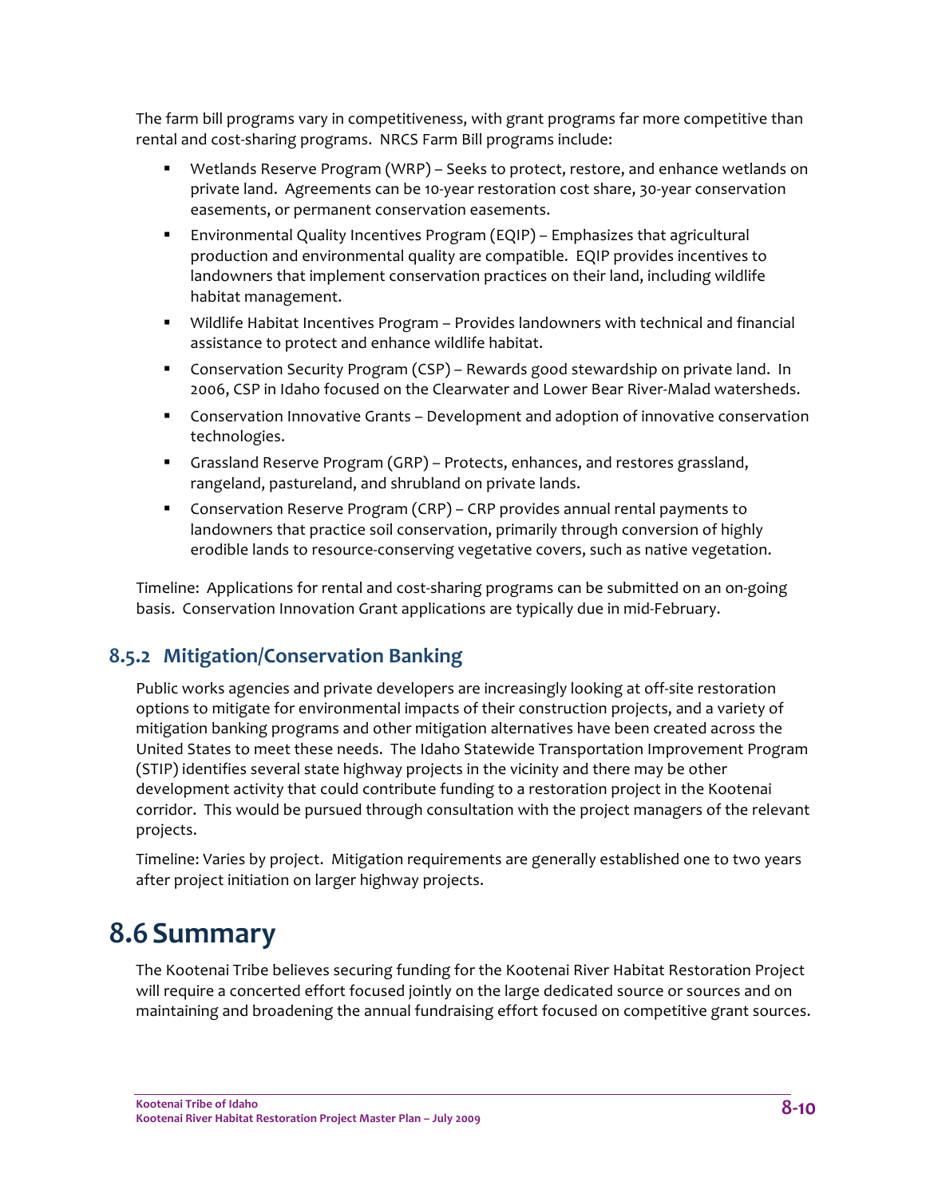The farm bill programs vary in competitiveness, with grant programs far more competitive than rental and cost-sharing programs. NRCS Farm Bill programs include:

- Wetlands Reserve Program (WRP) – Seeks to protect, restore, and enhance wetlands on private land. Agreements can be 10-year restoration cost share, 30-year conservation easements, or permanent conservation easements.
- Environmental Quality Incentives Program (EQIP) – Emphasizes that agricultural production and environmental quality are compatible. EQIP provides incentives to landowners that implement conservation practices on their land, including wildlife habitat management.
- Wildlife Habitat Incentives Program – Provides landowners with technical and financial assistance to protect and enhance wildlife habitat.
- Conservation Security Program (CSP) – Rewards good stewardship on private land. In 2006, CSP in Idaho focused on the Clearwater and Lower Bear River-Malad watersheds.
- Conservation Innovative Grants – Development and adoption of innovative conservation technologies.
- Grassland Reserve Program (GRP) – Protects, enhances, and restores grassland, rangeland, pastureland, and shrubland on private lands.
- Conservation Reserve Program (CRP) – CRP provides annual rental payments to landowners that practice soil conservation, primarily through conversion of highly erodible lands to resource-conserving vegetative covers, such as native vegetation.

Timeline: Applications for rental and cost-sharing programs can be submitted on an on-going basis. Conservation Innovation Grant applications are typically due in mid-February.

### 8.5.2 Mitigation/Conservation Banking

Public works agencies and private developers are increasingly looking at off-site restoration options to mitigate for environmental impacts of their construction projects, and a variety of mitigation banking programs and other mitigation alternatives have been created across the United States to meet these needs. The Idaho Statewide Transportation Improvement Program (STIP) identifies several state highway projects in the vicinity and there may be other development activity that could contribute funding to a restoration project in the Kootenai corridor. This would be pursued through consultation with the project managers of the relevant projects.

Timeline: Varies by project. Mitigation requirements are generally established one to two years after project initiation on larger highway projects.

## 8.6 Summary

The Kootenai Tribe believes securing funding for the Kootenai River Habitat Restoration Project will require a concerted effort focused jointly on the large dedicated source or sources and on maintaining and broadening the annual fundraising effort focused on competitive grant sources.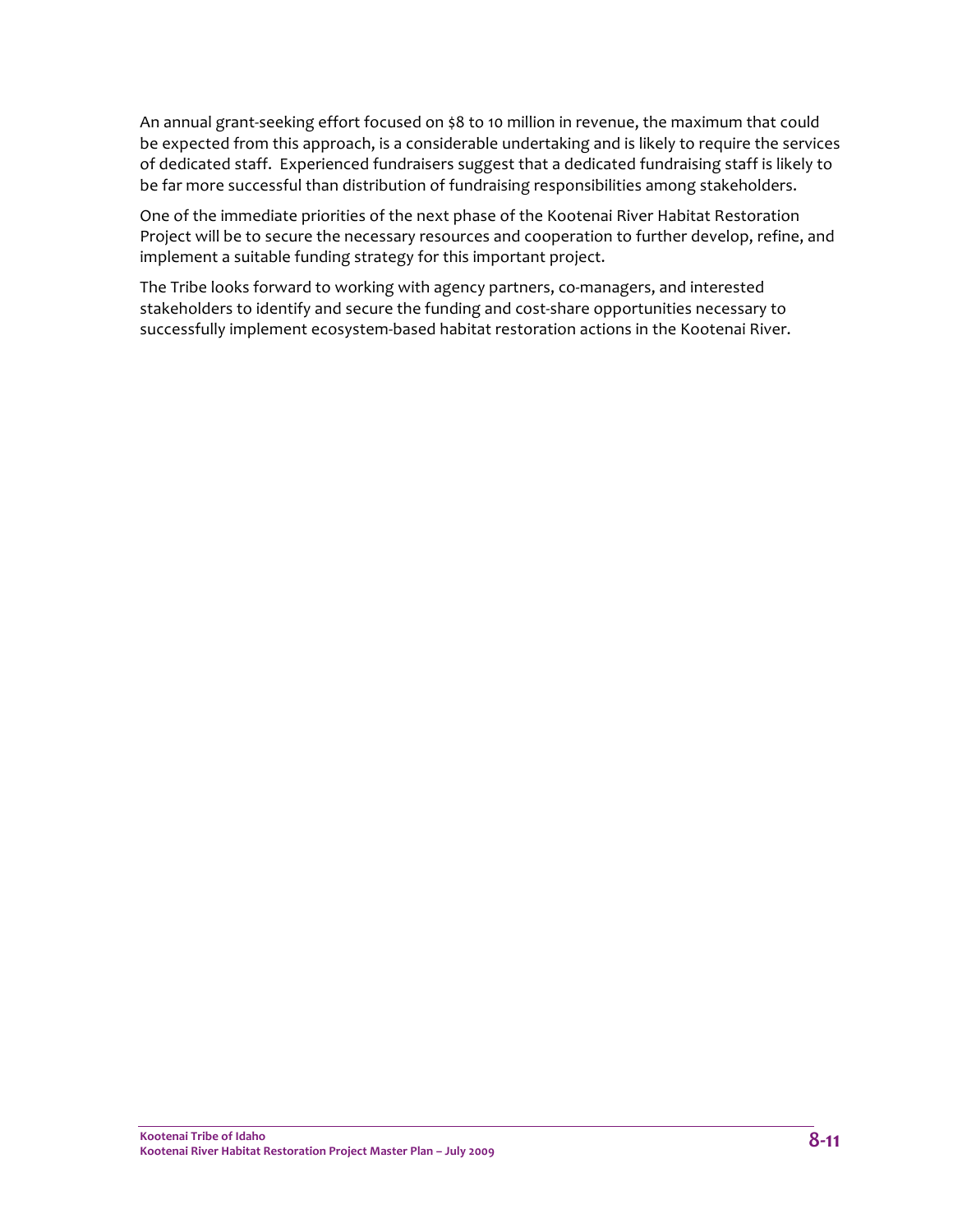An annual grant-seeking effort focused on $8 to 10 million in revenue, the maximum that could be expected from this approach, is a considerable undertaking and is likely to require the services of dedicated staff. Experienced fundraisers suggest that a dedicated fundraising staff is likely to be far more successful than distribution of fundraising responsibilities among stakeholders.

One of the immediate priorities of the next phase of the Kootenai River Habitat Restoration Project will be to secure the necessary resources and cooperation to further develop, refine, and implement a suitable funding strategy for this important project.

The Tribe looks forward to working with agency partners, co-managers, and interested stakeholders to identify and secure the funding and cost-share opportunities necessary to successfully implement ecosystem-based habitat restoration actions in the Kootenai River.